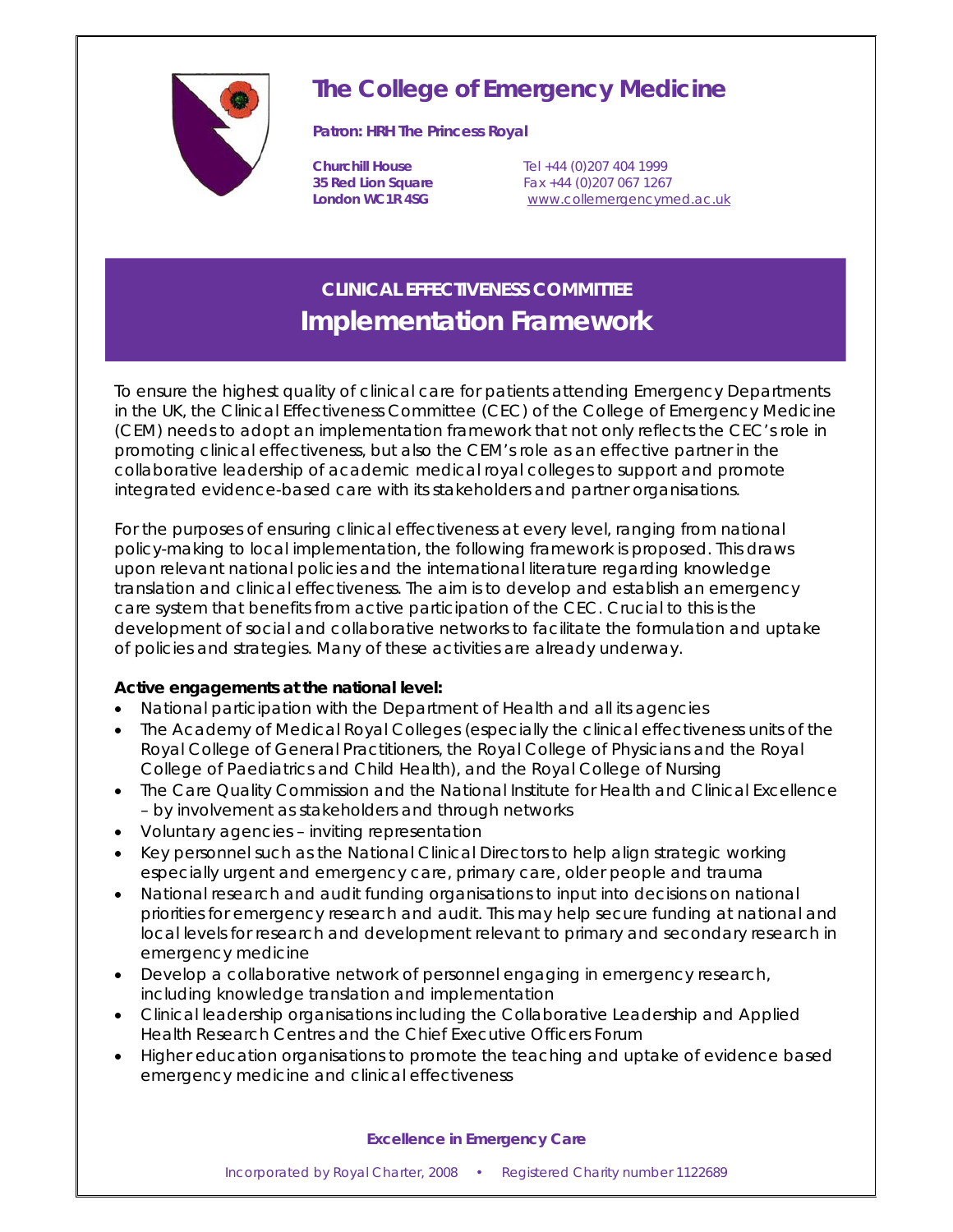# The College of Emergency Medicine

**Patron: HRH The Princess Royal**

**Churchill House**
**35 Red Lion Square**
**London WC1R 4SG**

Tel +44 (0)207 404 1999
Fax +44 (0)207 067 1267
www.collemergencymed.ac.uk

## CLINICAL EFFECTIVENESS COMMITTEE
## Implementation Framework

To ensure the highest quality of clinical care for patients attending Emergency Departments in the UK, the Clinical Effectiveness Committee (CEC) of the College of Emergency Medicine (CEM) needs to adopt an implementation framework that not only reflects the CEC's role in promoting clinical effectiveness, but also the CEM's role as an effective partner in the collaborative leadership of academic medical royal colleges to support and promote integrated evidence-based care with its stakeholders and partner organisations.

For the purposes of ensuring clinical effectiveness at every level, ranging from national policy-making to local implementation, the following framework is proposed. This draws upon relevant national policies and the international literature regarding knowledge translation and clinical effectiveness. The aim is to develop and establish an emergency care system that benefits from active participation of the CEC. Crucial to this is the development of social and collaborative networks to facilitate the formulation and uptake of policies and strategies. Many of these activities are already underway.

**Active engagements at the national level:**

- National participation with the Department of Health and all its agencies
- The Academy of Medical Royal Colleges (especially the clinical effectiveness units of the Royal College of General Practitioners, the Royal College of Physicians and the Royal College of Paediatrics and Child Health), and the Royal College of Nursing
- The Care Quality Commission and the National Institute for Health and Clinical Excellence – by involvement as stakeholders and through networks
- Voluntary agencies – inviting representation
- Key personnel such as the National Clinical Directors to help align strategic working especially urgent and emergency care, primary care, older people and trauma
- National research and audit funding organisations to input into decisions on national priorities for emergency research and audit. This may help secure funding at national and local levels for research and development relevant to primary and secondary research in emergency medicine
- Develop a collaborative network of personnel engaging in emergency research, including knowledge translation and implementation
- Clinical leadership organisations including the Collaborative Leadership and Applied Health Research Centres and the Chief Executive Officers Forum
- Higher education organisations to promote the teaching and uptake of evidence based emergency medicine and clinical effectiveness

**Excellence in Emergency Care**

Incorporated by Royal Charter, 2008 • Registered Charity number 1122689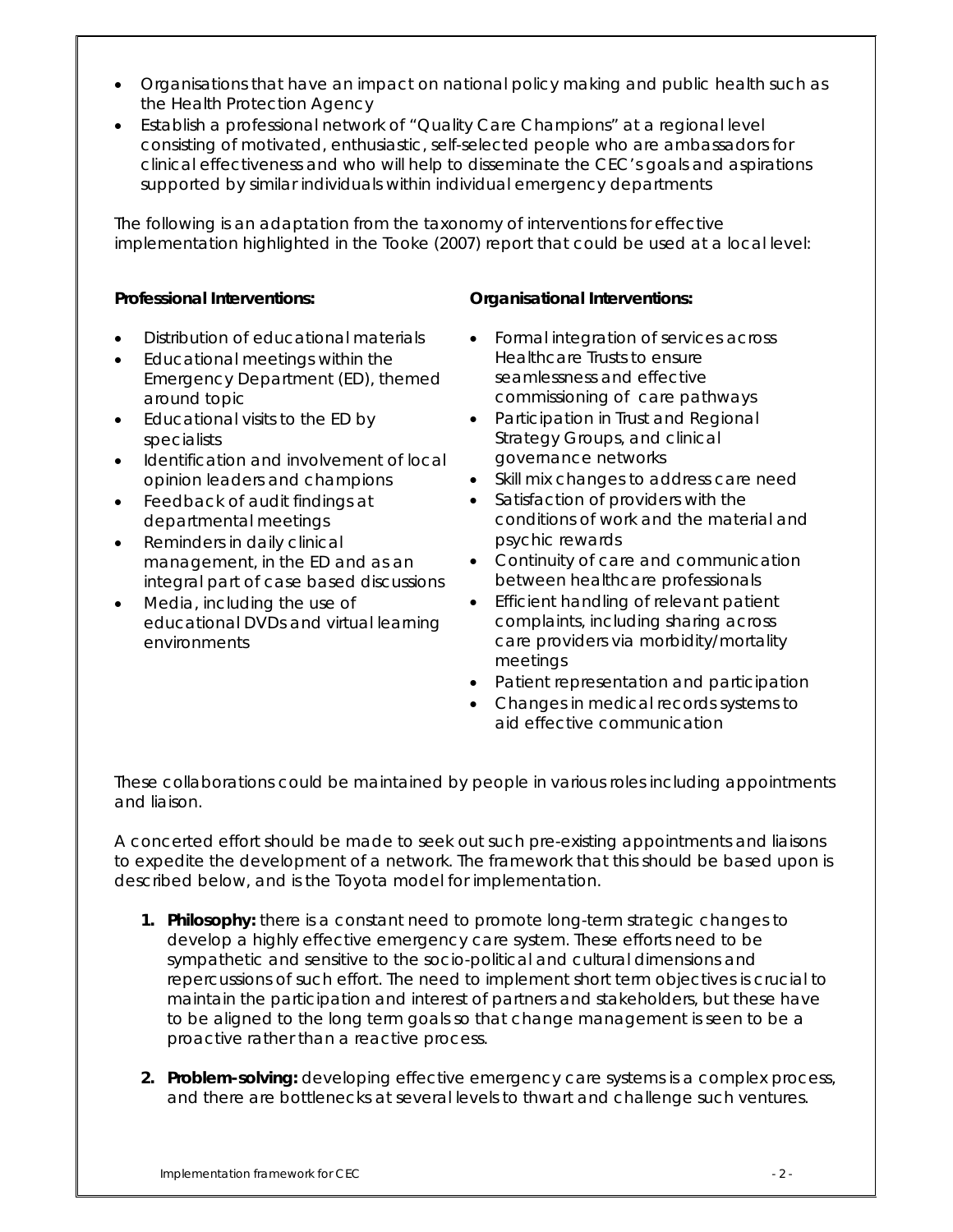- Organisations that have an impact on national policy making and public health such as the Health Protection Agency
- Establish a professional network of "Quality Care Champions" at a regional level consisting of motivated, enthusiastic, self-selected people who are ambassadors for clinical effectiveness and who will help to disseminate the CEC's goals and aspirations supported by similar individuals within individual emergency departments

The following is an adaptation from the taxonomy of interventions for effective implementation highlighted in the Tooke (2007) report that could be used at a local level:

**Professional Interventions:**

- Distribution of educational materials
- Educational meetings within the Emergency Department (ED), themed around topic
- Educational visits to the ED by specialists
- Identification and involvement of local opinion leaders and champions
- Feedback of audit findings at departmental meetings
- Reminders in daily clinical management, in the ED and as an integral part of case based discussions
- Media, including the use of educational DVDs and virtual learning environments

**Organisational Interventions:**

- Formal integration of services across Healthcare Trusts to ensure seamlessness and effective commissioning of care pathways
- Participation in Trust and Regional Strategy Groups, and clinical governance networks
- Skill mix changes to address care need
- Satisfaction of providers with the conditions of work and the material and psychic rewards
- Continuity of care and communication between healthcare professionals
- Efficient handling of relevant patient complaints, including sharing across care providers via morbidity/mortality meetings
- Patient representation and participation
- Changes in medical records systems to aid effective communication

These collaborations could be maintained by people in various roles including appointments and liaison.

A concerted effort should be made to seek out such pre-existing appointments and liaisons to expedite the development of a network. The framework that this should be based upon is described below, and is the Toyota model for implementation.

1. **Philosophy:** there is a constant need to promote long-term strategic changes to develop a highly effective emergency care system. These efforts need to be sympathetic and sensitive to the socio-political and cultural dimensions and repercussions of such effort. The need to implement short term objectives is crucial to maintain the participation and interest of partners and stakeholders, but these have to be aligned to the long term goals so that change management is seen to be a proactive rather than a reactive process.

2. **Problem-solving:** developing effective emergency care systems is a complex process, and there are bottlenecks at several levels to thwart and challenge such ventures.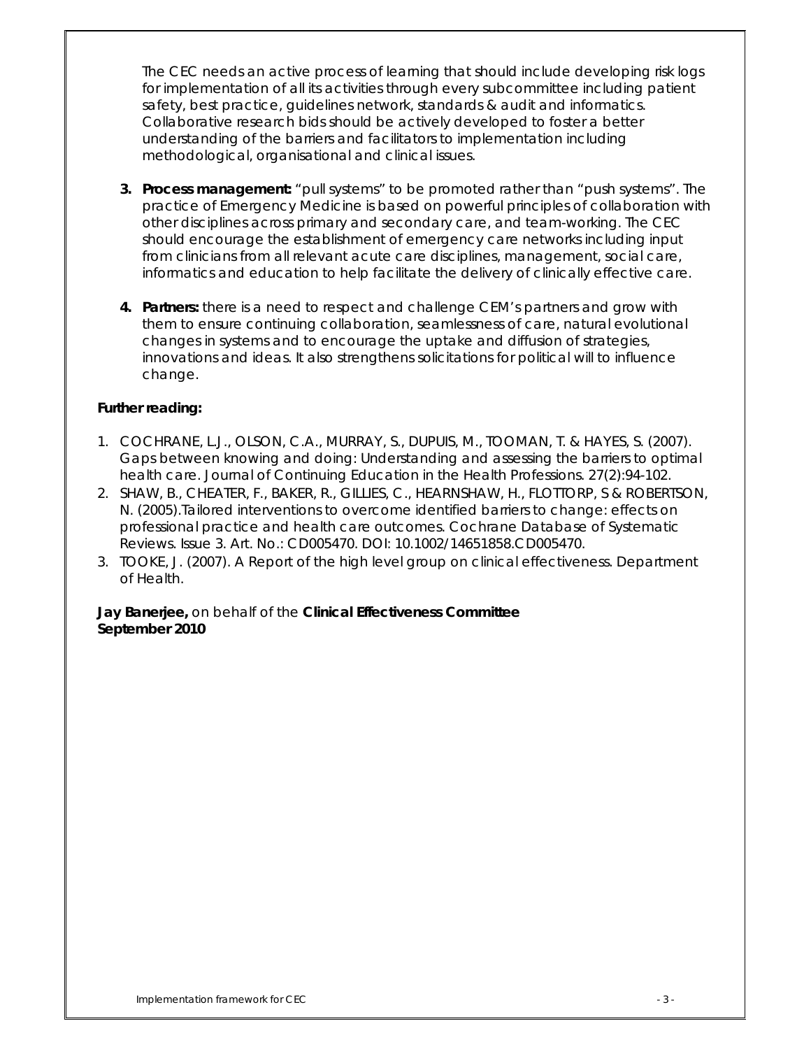The CEC needs an active process of learning that should include developing risk logs for implementation of all its activities through every subcommittee including patient safety, best practice, guidelines network, standards & audit and informatics. Collaborative research bids should be actively developed to foster a better understanding of the barriers and facilitators to implementation including methodological, organisational and clinical issues.

3. **Process management:** "pull systems" to be promoted rather than "push systems". The practice of Emergency Medicine is based on powerful principles of collaboration with other disciplines across primary and secondary care, and team-working. The CEC should encourage the establishment of emergency care networks including input from clinicians from all relevant acute care disciplines, management, social care, informatics and education to help facilitate the delivery of clinically effective care.

4. **Partners:** there is a need to respect and challenge CEM's partners and grow with them to ensure continuing collaboration, seamlessness of care, natural evolutional changes in systems and to encourage the uptake and diffusion of strategies, innovations and ideas. It also strengthens solicitations for political will to influence change.

**Further reading:**

1. COCHRANE, L.J., OLSON, C.A., MURRAY, S., DUPUIS, M., TOOMAN, T. & HAYES, S. (2007). Gaps between knowing and doing: Understanding and assessing the barriers to optimal health care. Journal of Continuing Education in the Health Professions. 27(2):94-102.
2. SHAW, B., CHEATER, F., BAKER, R., GILLIES, C., HEARNSHAW, H., FLOTTORP, S & ROBERTSON, N. (2005).Tailored interventions to overcome identified barriers to change: effects on professional practice and health care outcomes. Cochrane Database of Systematic Reviews. Issue 3. Art. No.: CD005470. DOI: 10.1002/14651858.CD005470.
3. TOOKE, J. (2007). A Report of the high level group on clinical effectiveness. Department of Health.

**Jay Banerjee,** on behalf of the **Clinical Effectiveness Committee**
**September 2010**